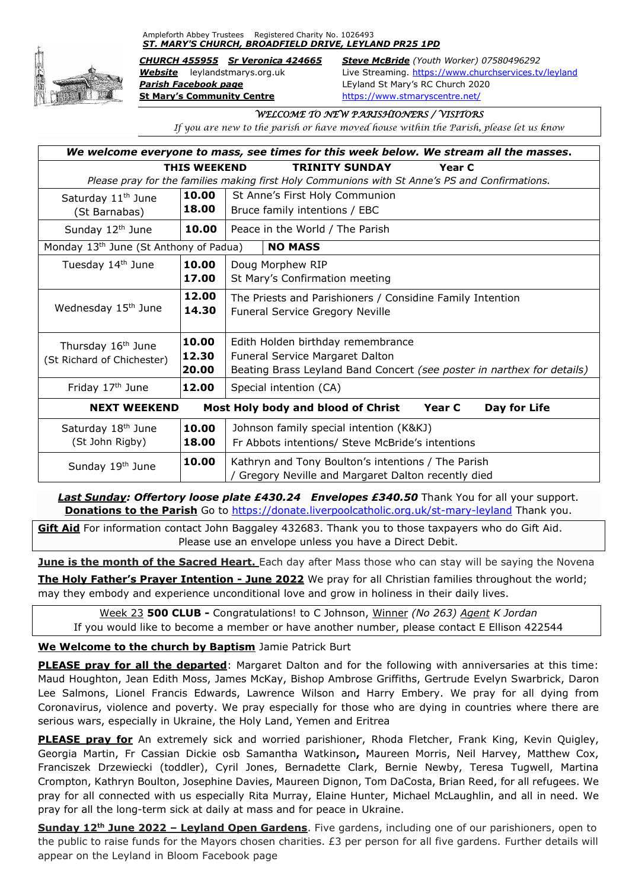Ampleforth Abbey Trustees Registered Charity No. 1026493

***ST. MARY'S CHURCH, BROADFIELD DRIVE, LEYLAND PR25 1PD***

***CHURCH 455955*** ***Sr Veronica 424665***
***Website*** leylandstmarys.org.uk
***Parish Facebook page***
**St Mary's Community Centre**

***Steve McBride*** *(Youth Worker)* 07580496292
Live Streaming. https://www.churchservices.tv/leyland
LEyland St Mary's RC Church 2020
https://www.stmaryscentre.net/

*WELCOME TO NEW PARISHIONERS / VISITORS*

*If you are new to the parish or have moved house within the Parish, please let us know*

***We welcome everyone to mass, see times for this week below. We stream all the masses.***

**THIS WEEKEND TRINITY SUNDAY Year C**

*Please pray for the families making first Holy Communions with St Anne's PS and Confirmations.*

| Day | Time | Intention |
|---|---|---|
| Saturday 11th June (St Barnabas) | **10.00**<br>**18.00** | St Anne's First Holy Communion<br>Bruce family intentions / EBC |
| Sunday 12th June | **10.00** | Peace in the World / The Parish |
| Monday 13th June (St Anthony of Padua) | | **NO MASS** |
| Tuesday 14th June | **10.00**<br>**17.00** | Doug Morphew RIP<br>St Mary's Confirmation meeting |
| Wednesday 15th June | **12.00**<br>**14.30** | The Priests and Parishioners / Considine Family Intention<br>Funeral Service Gregory Neville |
| Thursday 16th June (St Richard of Chichester) | **10.00**<br>**12.30**<br>**20.00** | Edith Holden birthday remembrance<br>Funeral Service Margaret Dalton<br>Beating Brass Leyland Band Concert *(see poster in narthex for details)* |
| Friday 17th June | **12.00** | Special intention (CA) |
| **NEXT WEEKEND** | | **Most Holy body and blood of Christ Year C Day for Life** |
| Saturday 18th June (St John Rigby) | **10.00**<br>**18.00** | Johnson family special intention (K&KJ)<br>Fr Abbots intentions/ Steve McBride's intentions |
| Sunday 19th June | **10.00** | Kathryn and Tony Boulton's intentions / The Parish / Gregory Neville and Margaret Dalton recently died |

***Last Sunday: Offertory loose plate £430.24 Envelopes £340.50*** Thank You for all your support. **Donations to the Parish** Go to https://donate.liverpoolcatholic.org.uk/st-mary-leyland Thank you.

**Gift Aid** For information contact John Baggaley 432683. Thank you to those taxpayers who do Gift Aid. Please use an envelope unless you have a Direct Debit.

**June is the month of the Sacred Heart.** Each day after Mass those who can stay will be saying the Novena

**The Holy Father's Prayer Intention - June 2022** We pray for all Christian families throughout the world; may they embody and experience unconditional love and grow in holiness in their daily lives.

Week 23 **500 CLUB -** Congratulations! to C Johnson, Winner *(No 263)* *Agent* K Jordan
If you would like to become a member or have another number, please contact E Ellison 422544

**We Welcome to the church by Baptism** Jamie Patrick Burt

**PLEASE pray for all the departed**: Margaret Dalton and for the following with anniversaries at this time: Maud Houghton, Jean Edith Moss, James McKay, Bishop Ambrose Griffiths, Gertrude Evelyn Swarbrick, Daron Lee Salmons, Lionel Francis Edwards, Lawrence Wilson and Harry Embery. We pray for all dying from Coronavirus, violence and poverty. We pray especially for those who are dying in countries where there are serious wars, especially in Ukraine, the Holy Land, Yemen and Eritrea

**PLEASE pray for** An extremely sick and worried parishioner, Rhoda Fletcher, Frank King, Kevin Quigley, Georgia Martin, Fr Cassian Dickie osb Samantha Watkinson**,** Maureen Morris, Neil Harvey, Matthew Cox, Franciszek Drzewiecki (toddler), Cyril Jones, Bernadette Clark, Bernie Newby, Teresa Tugwell, Martina Crompton, Kathryn Boulton, Josephine Davies, Maureen Dignon, Tom DaCosta, Brian Reed, for all refugees. We pray for all connected with us especially Rita Murray, Elaine Hunter, Michael McLaughlin, and all in need. We pray for all the long-term sick at daily at mass and for peace in Ukraine.

**Sunday 12th June 2022 – Leyland Open Gardens**. Five gardens, including one of our parishioners, open to the public to raise funds for the Mayors chosen charities. £3 per person for all five gardens. Further details will appear on the Leyland in Bloom Facebook page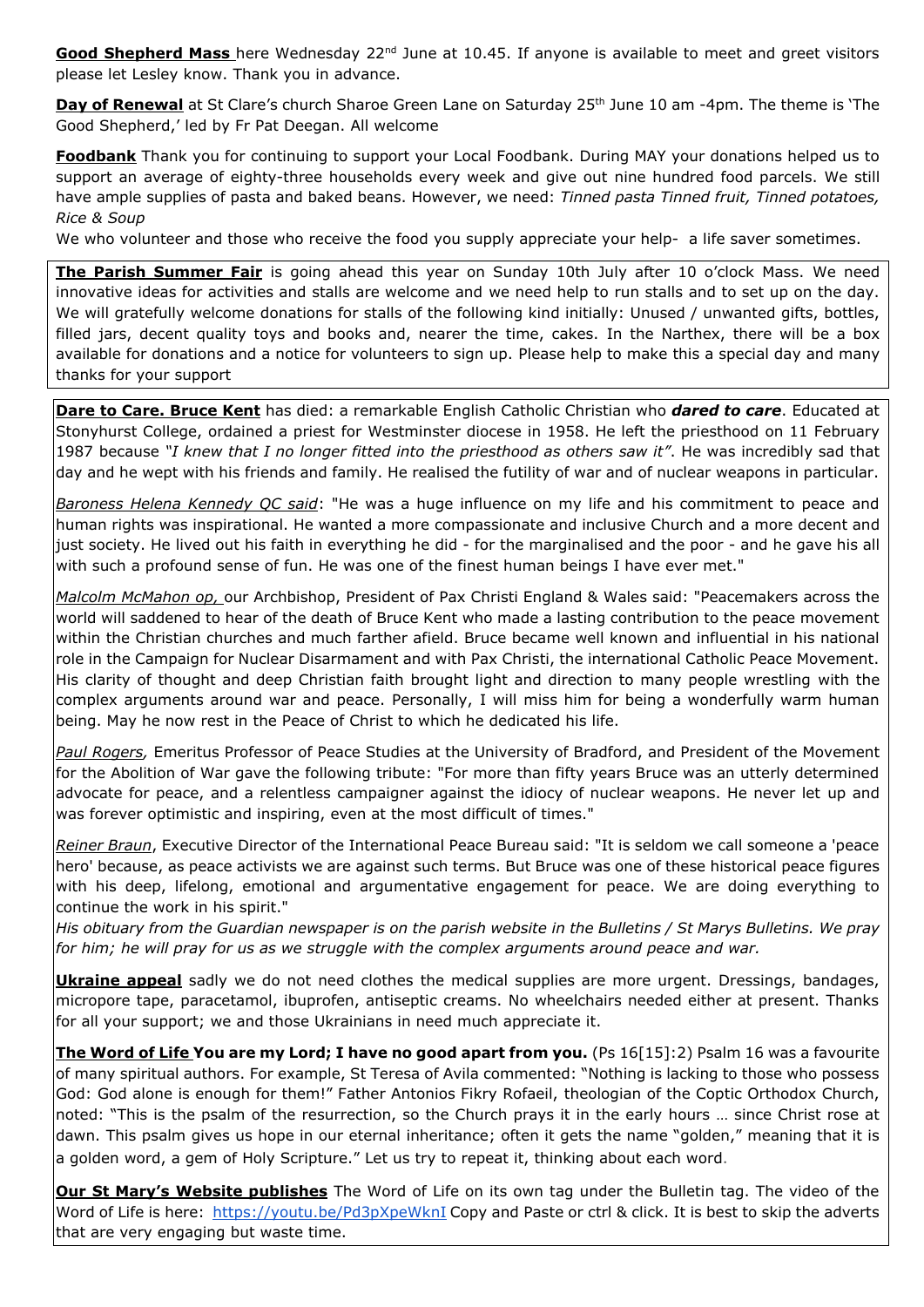**Good Shepherd Mass** here Wednesday 22nd June at 10.45. If anyone is available to meet and greet visitors please let Lesley know. Thank you in advance.

**Day of Renewal** at St Clare's church Sharoe Green Lane on Saturday 25th June 10 am -4pm. The theme is 'The Good Shepherd,' led by Fr Pat Deegan. All welcome

**Foodbank** Thank you for continuing to support your Local Foodbank. During MAY your donations helped us to support an average of eighty-three households every week and give out nine hundred food parcels. We still have ample supplies of pasta and baked beans. However, we need: *Tinned pasta Tinned fruit, Tinned potatoes, Rice & Soup*

We who volunteer and those who receive the food you supply appreciate your help- a life saver sometimes.

**The Parish Summer Fair** is going ahead this year on Sunday 10th July after 10 o'clock Mass. We need innovative ideas for activities and stalls are welcome and we need help to run stalls and to set up on the day. We will gratefully welcome donations for stalls of the following kind initially: Unused / unwanted gifts, bottles, filled jars, decent quality toys and books and, nearer the time, cakes. In the Narthex, there will be a box available for donations and a notice for volunteers to sign up. Please help to make this a special day and many thanks for your support

**Dare to Care. Bruce Kent** has died: a remarkable English Catholic Christian who ***dared to care***. Educated at Stonyhurst College, ordained a priest for Westminster diocese in 1958. He left the priesthood on 11 February 1987 because *"I knew that I no longer fitted into the priesthood as others saw it"*. He was incredibly sad that day and he wept with his friends and family. He realised the futility of war and of nuclear weapons in particular.

*Baroness Helena Kennedy QC said*: "He was a huge influence on my life and his commitment to peace and human rights was inspirational. He wanted a more compassionate and inclusive Church and a more decent and just society. He lived out his faith in everything he did - for the marginalised and the poor - and he gave his all with such a profound sense of fun. He was one of the finest human beings I have ever met."

*Malcolm McMahon op,* our Archbishop, President of Pax Christi England & Wales said: "Peacemakers across the world will saddened to hear of the death of Bruce Kent who made a lasting contribution to the peace movement within the Christian churches and much farther afield. Bruce became well known and influential in his national role in the Campaign for Nuclear Disarmament and with Pax Christi, the international Catholic Peace Movement. His clarity of thought and deep Christian faith brought light and direction to many people wrestling with the complex arguments around war and peace. Personally, I will miss him for being a wonderfully warm human being. May he now rest in the Peace of Christ to which he dedicated his life.

*Paul Rogers,* Emeritus Professor of Peace Studies at the University of Bradford, and President of the Movement for the Abolition of War gave the following tribute: "For more than fifty years Bruce was an utterly determined advocate for peace, and a relentless campaigner against the idiocy of nuclear weapons. He never let up and was forever optimistic and inspiring, even at the most difficult of times."

*Reiner Braun*, Executive Director of the International Peace Bureau said: "It is seldom we call someone a 'peace hero' because, as peace activists we are against such terms. But Bruce was one of these historical peace figures with his deep, lifelong, emotional and argumentative engagement for peace. We are doing everything to continue the work in his spirit."

*His obituary from the Guardian newspaper is on the parish website in the Bulletins / St Marys Bulletins. We pray for him; he will pray for us as we struggle with the complex arguments around peace and war.*

**Ukraine appeal** sadly we do not need clothes the medical supplies are more urgent. Dressings, bandages, micropore tape, paracetamol, ibuprofen, antiseptic creams. No wheelchairs needed either at present. Thanks for all your support; we and those Ukrainians in need much appreciate it.

**The Word of Life You are my Lord; I have no good apart from you.** (Ps 16[15]:2) Psalm 16 was a favourite of many spiritual authors. For example, St Teresa of Avila commented: "Nothing is lacking to those who possess God: God alone is enough for them!" Father Antonios Fikry Rofaeil, theologian of the Coptic Orthodox Church, noted: "This is the psalm of the resurrection, so the Church prays it in the early hours … since Christ rose at dawn. This psalm gives us hope in our eternal inheritance; often it gets the name "golden," meaning that it is a golden word, a gem of Holy Scripture." Let us try to repeat it, thinking about each word.

**Our St Mary's Website publishes** The Word of Life on its own tag under the Bulletin tag. The video of the Word of Life is here: https://youtu.be/Pd3pXpeWknI Copy and Paste or ctrl & click. It is best to skip the adverts that are very engaging but waste time.